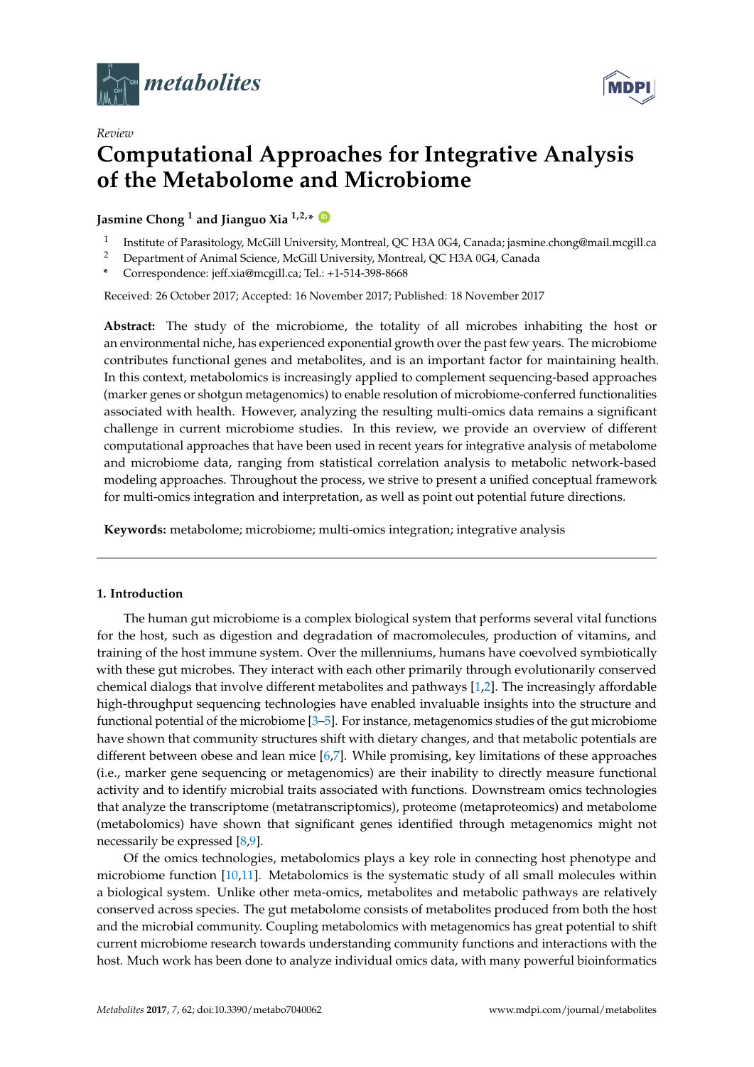*Review*

# Computational Approaches for Integrative Analysis of the Metabolome and Microbiome

**Jasmine Chong [1] and Jianguo Xia [1,2,*]**

[1] Institute of Parasitology, McGill University, Montreal, QC H3A 0G4, Canada; jasmine.chong@mail.mcgill.ca
[2] Department of Animal Science, McGill University, Montreal, QC H3A 0G4, Canada
[*] Correspondence: jeff.xia@mcgill.ca; Tel.: +1-514-398-8668

Received: 26 October 2017; Accepted: 16 November 2017; Published: 18 November 2017

**Abstract:** The study of the microbiome, the totality of all microbes inhabiting the host or an environmental niche, has experienced exponential growth over the past few years. The microbiome contributes functional genes and metabolites, and is an important factor for maintaining health. In this context, metabolomics is increasingly applied to complement sequencing-based approaches (marker genes or shotgun metagenomics) to enable resolution of microbiome-conferred functionalities associated with health. However, analyzing the resulting multi-omics data remains a significant challenge in current microbiome studies. In this review, we provide an overview of different computational approaches that have been used in recent years for integrative analysis of metabolome and microbiome data, ranging from statistical correlation analysis to metabolic network-based modeling approaches. Throughout the process, we strive to present a unified conceptual framework for multi-omics integration and interpretation, as well as point out potential future directions.

**Keywords:** metabolome; microbiome; multi-omics integration; integrative analysis

## 1. Introduction

The human gut microbiome is a complex biological system that performs several vital functions for the host, such as digestion and degradation of macromolecules, production of vitamins, and training of the host immune system. Over the millenniums, humans have coevolved symbiotically with these gut microbes. They interact with each other primarily through evolutionarily conserved chemical dialogs that involve different metabolites and pathways [1,2]. The increasingly affordable high-throughput sequencing technologies have enabled invaluable insights into the structure and functional potential of the microbiome [3–5]. For instance, metagenomics studies of the gut microbiome have shown that community structures shift with dietary changes, and that metabolic potentials are different between obese and lean mice [6,7]. While promising, key limitations of these approaches (i.e., marker gene sequencing or metagenomics) are their inability to directly measure functional activity and to identify microbial traits associated with functions. Downstream omics technologies that analyze the transcriptome (metatranscriptomics), proteome (metaproteomics) and metabolome (metabolomics) have shown that significant genes identified through metagenomics might not necessarily be expressed [8,9].

Of the omics technologies, metabolomics plays a key role in connecting host phenotype and microbiome function [10,11]. Metabolomics is the systematic study of all small molecules within a biological system. Unlike other meta-omics, metabolites and metabolic pathways are relatively conserved across species. The gut metabolome consists of metabolites produced from both the host and the microbial community. Coupling metabolomics with metagenomics has great potential to shift current microbiome research towards understanding community functions and interactions with the host. Much work has been done to analyze individual omics data, with many powerful bioinformatics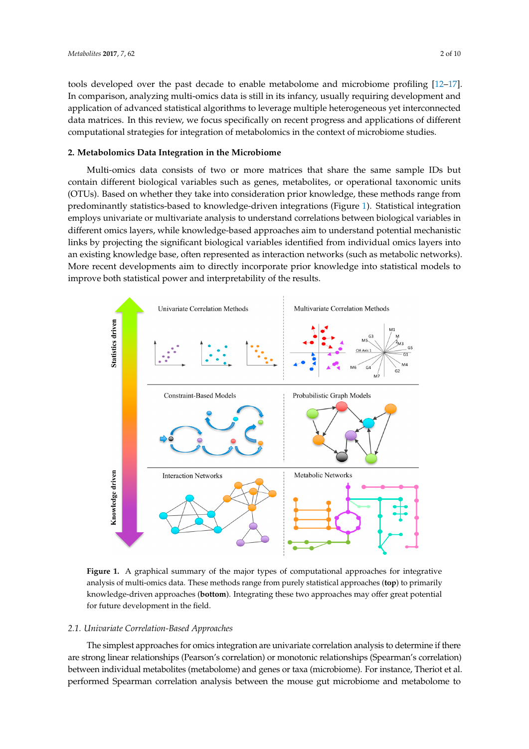tools developed over the past decade to enable metabolome and microbiome profiling [12–17]. In comparison, analyzing multi-omics data is still in its infancy, usually requiring development and application of advanced statistical algorithms to leverage multiple heterogeneous yet interconnected data matrices. In this review, we focus specifically on recent progress and applications of different computational strategies for integration of metabolomics in the context of microbiome studies.

## 2. Metabolomics Data Integration in the Microbiome

Multi-omics data consists of two or more matrices that share the same sample IDs but contain different biological variables such as genes, metabolites, or operational taxonomic units (OTUs). Based on whether they take into consideration prior knowledge, these methods range from predominantly statistics-based to knowledge-driven integrations (Figure 1). Statistical integration employs univariate or multivariate analysis to understand correlations between biological variables in different omics layers, while knowledge-based approaches aim to understand potential mechanistic links by projecting the significant biological variables identified from individual omics layers into an existing knowledge base, often represented as interaction networks (such as metabolic networks). More recent developments aim to directly incorporate prior knowledge into statistical models to improve both statistical power and interpretability of the results.

**Figure 1.** A graphical summary of the major types of computational approaches for integrative analysis of multi-omics data. These methods range from purely statistical approaches (**top**) to primarily knowledge-driven approaches (**bottom**). Integrating these two approaches may offer great potential for future development in the field.

### *2.1. Univariate Correlation-Based Approaches*

The simplest approaches for omics integration are univariate correlation analysis to determine if there are strong linear relationships (Pearson's correlation) or monotonic relationships (Spearman's correlation) between individual metabolites (metabolome) and genes or taxa (microbiome). For instance, Theriot et al. performed Spearman correlation analysis between the mouse gut microbiome and metabolome to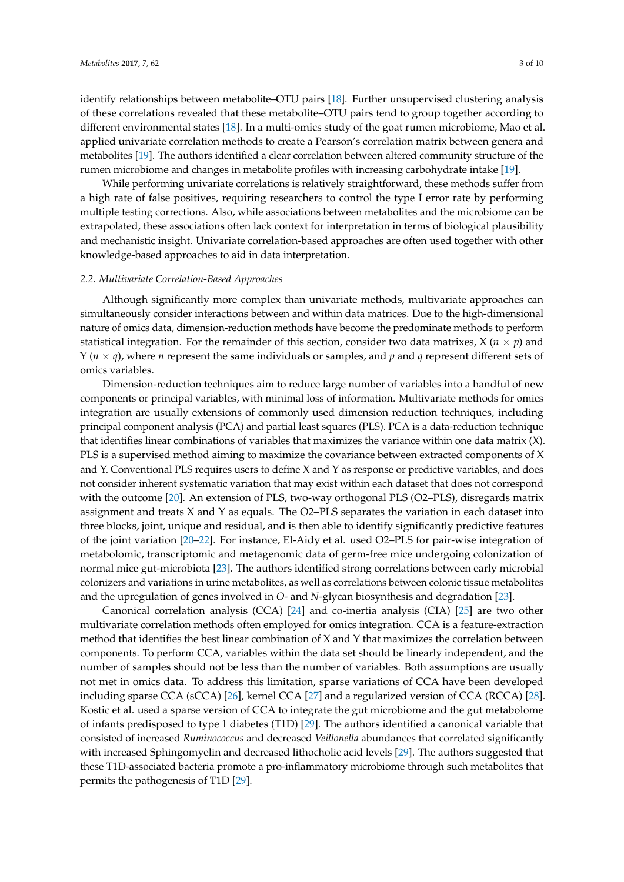identify relationships between metabolite–OTU pairs [18]. Further unsupervised clustering analysis of these correlations revealed that these metabolite–OTU pairs tend to group together according to different environmental states [18]. In a multi-omics study of the goat rumen microbiome, Mao et al. applied univariate correlation methods to create a Pearson's correlation matrix between genera and metabolites [19]. The authors identified a clear correlation between altered community structure of the rumen microbiome and changes in metabolite profiles with increasing carbohydrate intake [19].

While performing univariate correlations is relatively straightforward, these methods suffer from a high rate of false positives, requiring researchers to control the type I error rate by performing multiple testing corrections. Also, while associations between metabolites and the microbiome can be extrapolated, these associations often lack context for interpretation in terms of biological plausibility and mechanistic insight. Univariate correlation-based approaches are often used together with other knowledge-based approaches to aid in data interpretation.

### *2.2. Multivariate Correlation-Based Approaches*

Although significantly more complex than univariate methods, multivariate approaches can simultaneously consider interactions between and within data matrices. Due to the high-dimensional nature of omics data, dimension-reduction methods have become the predominate methods to perform statistical integration. For the remainder of this section, consider two data matrixes, X ($n \times p$) and Y ($n \times q$), where $n$ represent the same individuals or samples, and $p$ and $q$ represent different sets of omics variables.

Dimension-reduction techniques aim to reduce large number of variables into a handful of new components or principal variables, with minimal loss of information. Multivariate methods for omics integration are usually extensions of commonly used dimension reduction techniques, including principal component analysis (PCA) and partial least squares (PLS). PCA is a data-reduction technique that identifies linear combinations of variables that maximizes the variance within one data matrix (X). PLS is a supervised method aiming to maximize the covariance between extracted components of X and Y. Conventional PLS requires users to define X and Y as response or predictive variables, and does not consider inherent systematic variation that may exist within each dataset that does not correspond with the outcome [20]. An extension of PLS, two-way orthogonal PLS (O2–PLS), disregards matrix assignment and treats X and Y as equals. The O2–PLS separates the variation in each dataset into three blocks, joint, unique and residual, and is then able to identify significantly predictive features of the joint variation [20–22]. For instance, El-Aidy et al. used O2–PLS for pair-wise integration of metabolomic, transcriptomic and metagenomic data of germ-free mice undergoing colonization of normal mice gut-microbiota [23]. The authors identified strong correlations between early microbial colonizers and variations in urine metabolites, as well as correlations between colonic tissue metabolites and the upregulation of genes involved in *O*- and *N*-glycan biosynthesis and degradation [23].

Canonical correlation analysis (CCA) [24] and co-inertia analysis (CIA) [25] are two other multivariate correlation methods often employed for omics integration. CCA is a feature-extraction method that identifies the best linear combination of X and Y that maximizes the correlation between components. To perform CCA, variables within the data set should be linearly independent, and the number of samples should not be less than the number of variables. Both assumptions are usually not met in omics data. To address this limitation, sparse variations of CCA have been developed including sparse CCA (sCCA) [26], kernel CCA [27] and a regularized version of CCA (RCCA) [28]. Kostic et al. used a sparse version of CCA to integrate the gut microbiome and the gut metabolome of infants predisposed to type 1 diabetes (T1D) [29]. The authors identified a canonical variable that consisted of increased *Ruminococcus* and decreased *Veillonella* abundances that correlated significantly with increased Sphingomyelin and decreased lithocholic acid levels [29]. The authors suggested that these T1D-associated bacteria promote a pro-inflammatory microbiome through such metabolites that permits the pathogenesis of T1D [29].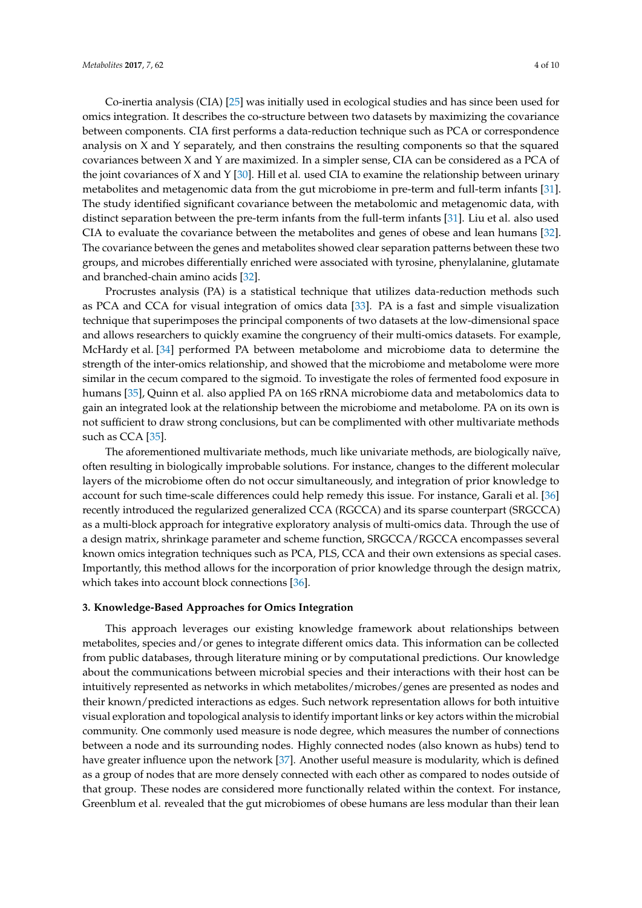Co-inertia analysis (CIA) [25] was initially used in ecological studies and has since been used for omics integration. It describes the co-structure between two datasets by maximizing the covariance between components. CIA first performs a data-reduction technique such as PCA or correspondence analysis on X and Y separately, and then constrains the resulting components so that the squared covariances between X and Y are maximized. In a simpler sense, CIA can be considered as a PCA of the joint covariances of X and Y [30]. Hill et al. used CIA to examine the relationship between urinary metabolites and metagenomic data from the gut microbiome in pre-term and full-term infants [31]. The study identified significant covariance between the metabolomic and metagenomic data, with distinct separation between the pre-term infants from the full-term infants [31]. Liu et al. also used CIA to evaluate the covariance between the metabolites and genes of obese and lean humans [32]. The covariance between the genes and metabolites showed clear separation patterns between these two groups, and microbes differentially enriched were associated with tyrosine, phenylalanine, glutamate and branched-chain amino acids [32].

Procrustes analysis (PA) is a statistical technique that utilizes data-reduction methods such as PCA and CCA for visual integration of omics data [33]. PA is a fast and simple visualization technique that superimposes the principal components of two datasets at the low-dimensional space and allows researchers to quickly examine the congruency of their multi-omics datasets. For example, McHardy et al. [34] performed PA between metabolome and microbiome data to determine the strength of the inter-omics relationship, and showed that the microbiome and metabolome were more similar in the cecum compared to the sigmoid. To investigate the roles of fermented food exposure in humans [35], Quinn et al. also applied PA on 16S rRNA microbiome data and metabolomics data to gain an integrated look at the relationship between the microbiome and metabolome. PA on its own is not sufficient to draw strong conclusions, but can be complimented with other multivariate methods such as CCA [35].

The aforementioned multivariate methods, much like univariate methods, are biologically naïve, often resulting in biologically improbable solutions. For instance, changes to the different molecular layers of the microbiome often do not occur simultaneously, and integration of prior knowledge to account for such time-scale differences could help remedy this issue. For instance, Garali et al. [36] recently introduced the regularized generalized CCA (RGCCA) and its sparse counterpart (SRGCCA) as a multi-block approach for integrative exploratory analysis of multi-omics data. Through the use of a design matrix, shrinkage parameter and scheme function, SRGCCA/RGCCA encompasses several known omics integration techniques such as PCA, PLS, CCA and their own extensions as special cases. Importantly, this method allows for the incorporation of prior knowledge through the design matrix, which takes into account block connections [36].

## 3. Knowledge-Based Approaches for Omics Integration

This approach leverages our existing knowledge framework about relationships between metabolites, species and/or genes to integrate different omics data. This information can be collected from public databases, through literature mining or by computational predictions. Our knowledge about the communications between microbial species and their interactions with their host can be intuitively represented as networks in which metabolites/microbes/genes are presented as nodes and their known/predicted interactions as edges. Such network representation allows for both intuitive visual exploration and topological analysis to identify important links or key actors within the microbial community. One commonly used measure is node degree, which measures the number of connections between a node and its surrounding nodes. Highly connected nodes (also known as hubs) tend to have greater influence upon the network [37]. Another useful measure is modularity, which is defined as a group of nodes that are more densely connected with each other as compared to nodes outside of that group. These nodes are considered more functionally related within the context. For instance, Greenblum et al. revealed that the gut microbiomes of obese humans are less modular than their lean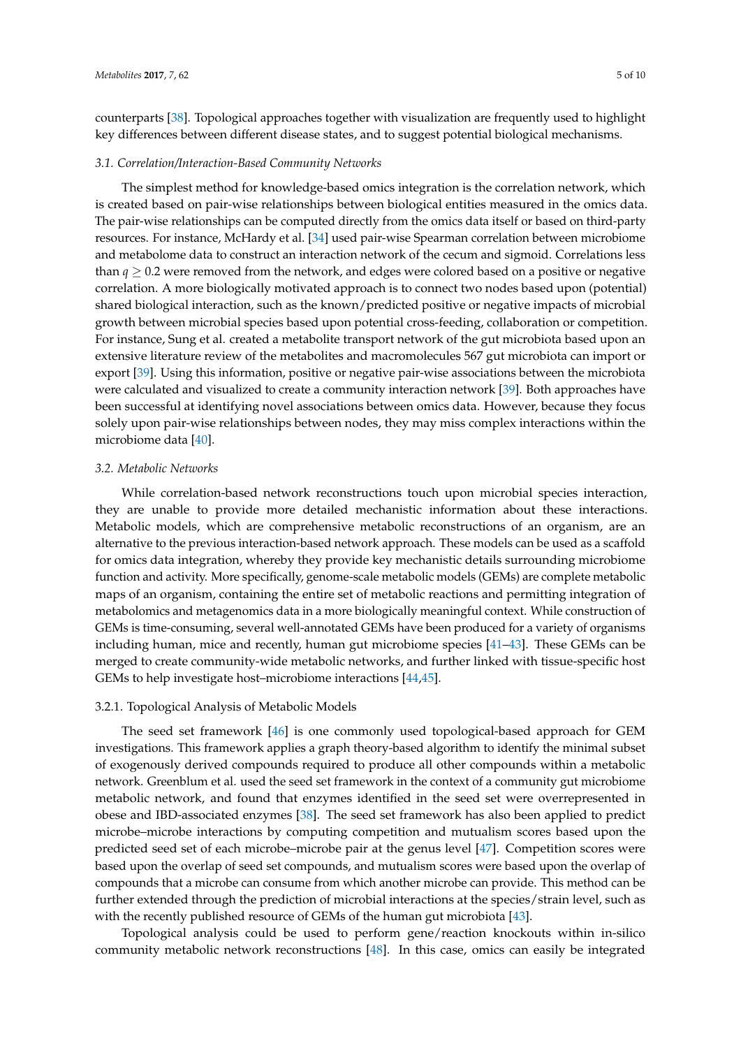counterparts [38]. Topological approaches together with visualization are frequently used to highlight key differences between different disease states, and to suggest potential biological mechanisms.

### 3.1. Correlation/Interaction-Based Community Networks

The simplest method for knowledge-based omics integration is the correlation network, which is created based on pair-wise relationships between biological entities measured in the omics data. The pair-wise relationships can be computed directly from the omics data itself or based on third-party resources. For instance, McHardy et al. [34] used pair-wise Spearman correlation between microbiome and metabolome data to construct an interaction network of the cecum and sigmoid. Correlations less than $q \geq 0.2$ were removed from the network, and edges were colored based on a positive or negative correlation. A more biologically motivated approach is to connect two nodes based upon (potential) shared biological interaction, such as the known/predicted positive or negative impacts of microbial growth between microbial species based upon potential cross-feeding, collaboration or competition. For instance, Sung et al. created a metabolite transport network of the gut microbiota based upon an extensive literature review of the metabolites and macromolecules 567 gut microbiota can import or export [39]. Using this information, positive or negative pair-wise associations between the microbiota were calculated and visualized to create a community interaction network [39]. Both approaches have been successful at identifying novel associations between omics data. However, because they focus solely upon pair-wise relationships between nodes, they may miss complex interactions within the microbiome data [40].

### 3.2. Metabolic Networks

While correlation-based network reconstructions touch upon microbial species interaction, they are unable to provide more detailed mechanistic information about these interactions. Metabolic models, which are comprehensive metabolic reconstructions of an organism, are an alternative to the previous interaction-based network approach. These models can be used as a scaffold for omics data integration, whereby they provide key mechanistic details surrounding microbiome function and activity. More specifically, genome-scale metabolic models (GEMs) are complete metabolic maps of an organism, containing the entire set of metabolic reactions and permitting integration of metabolomics and metagenomics data in a more biologically meaningful context. While construction of GEMs is time-consuming, several well-annotated GEMs have been produced for a variety of organisms including human, mice and recently, human gut microbiome species [41–43]. These GEMs can be merged to create community-wide metabolic networks, and further linked with tissue-specific host GEMs to help investigate host–microbiome interactions [44,45].

#### 3.2.1. Topological Analysis of Metabolic Models

The seed set framework [46] is one commonly used topological-based approach for GEM investigations. This framework applies a graph theory-based algorithm to identify the minimal subset of exogenously derived compounds required to produce all other compounds within a metabolic network. Greenblum et al. used the seed set framework in the context of a community gut microbiome metabolic network, and found that enzymes identified in the seed set were overrepresented in obese and IBD-associated enzymes [38]. The seed set framework has also been applied to predict microbe–microbe interactions by computing competition and mutualism scores based upon the predicted seed set of each microbe–microbe pair at the genus level [47]. Competition scores were based upon the overlap of seed set compounds, and mutualism scores were based upon the overlap of compounds that a microbe can consume from which another microbe can provide. This method can be further extended through the prediction of microbial interactions at the species/strain level, such as with the recently published resource of GEMs of the human gut microbiota [43].

Topological analysis could be used to perform gene/reaction knockouts within in-silico community metabolic network reconstructions [48]. In this case, omics can easily be integrated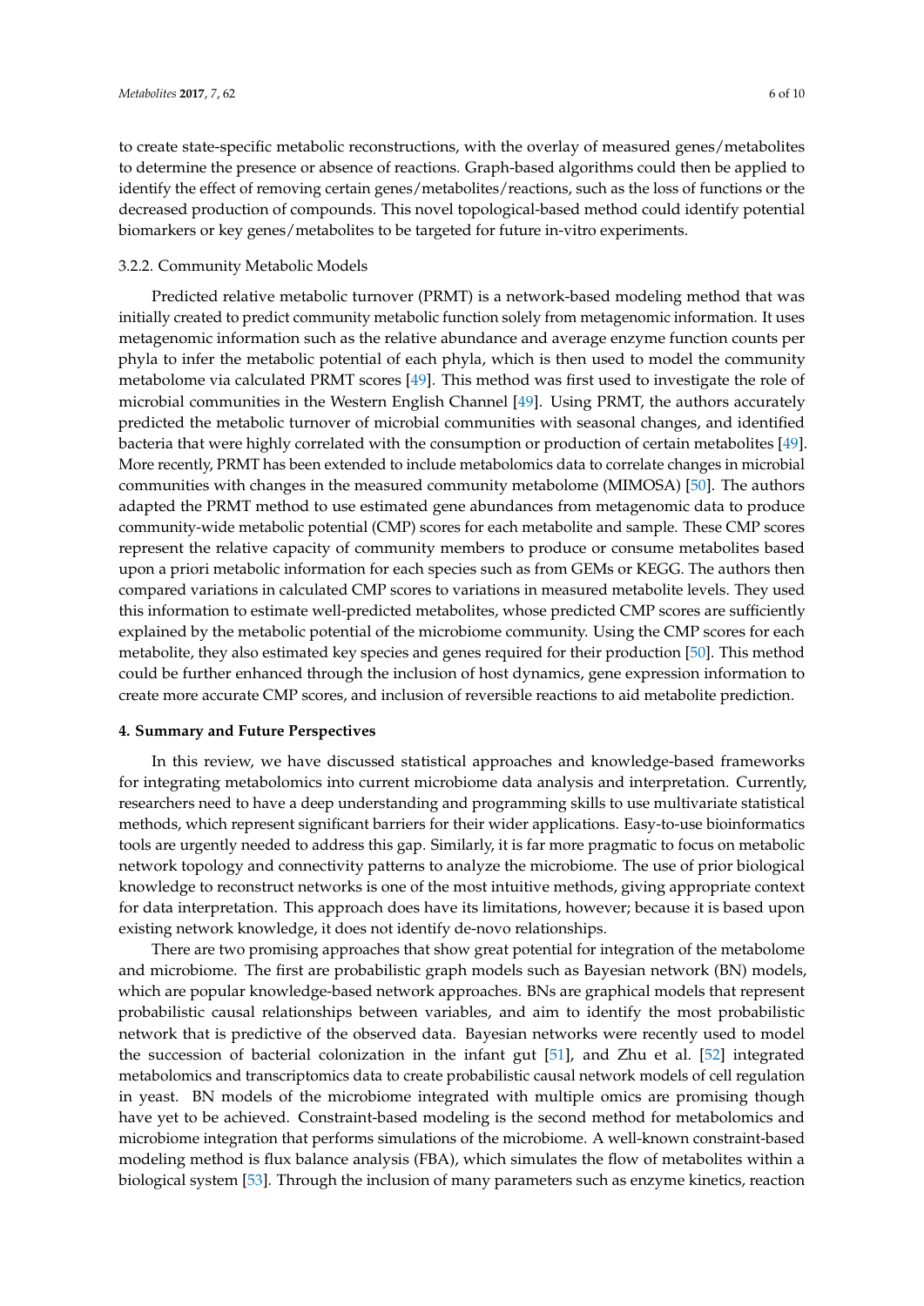to create state-specific metabolic reconstructions, with the overlay of measured genes/metabolites to determine the presence or absence of reactions. Graph-based algorithms could then be applied to identify the effect of removing certain genes/metabolites/reactions, such as the loss of functions or the decreased production of compounds. This novel topological-based method could identify potential biomarkers or key genes/metabolites to be targeted for future in-vitro experiments.

#### 3.2.2. Community Metabolic Models

Predicted relative metabolic turnover (PRMT) is a network-based modeling method that was initially created to predict community metabolic function solely from metagenomic information. It uses metagenomic information such as the relative abundance and average enzyme function counts per phyla to infer the metabolic potential of each phyla, which is then used to model the community metabolome via calculated PRMT scores [49]. This method was first used to investigate the role of microbial communities in the Western English Channel [49]. Using PRMT, the authors accurately predicted the metabolic turnover of microbial communities with seasonal changes, and identified bacteria that were highly correlated with the consumption or production of certain metabolites [49]. More recently, PRMT has been extended to include metabolomics data to correlate changes in microbial communities with changes in the measured community metabolome (MIMOSA) [50]. The authors adapted the PRMT method to use estimated gene abundances from metagenomic data to produce community-wide metabolic potential (CMP) scores for each metabolite and sample. These CMP scores represent the relative capacity of community members to produce or consume metabolites based upon a priori metabolic information for each species such as from GEMs or KEGG. The authors then compared variations in calculated CMP scores to variations in measured metabolite levels. They used this information to estimate well-predicted metabolites, whose predicted CMP scores are sufficiently explained by the metabolic potential of the microbiome community. Using the CMP scores for each metabolite, they also estimated key species and genes required for their production [50]. This method could be further enhanced through the inclusion of host dynamics, gene expression information to create more accurate CMP scores, and inclusion of reversible reactions to aid metabolite prediction.

## 4. Summary and Future Perspectives

In this review, we have discussed statistical approaches and knowledge-based frameworks for integrating metabolomics into current microbiome data analysis and interpretation. Currently, researchers need to have a deep understanding and programming skills to use multivariate statistical methods, which represent significant barriers for their wider applications. Easy-to-use bioinformatics tools are urgently needed to address this gap. Similarly, it is far more pragmatic to focus on metabolic network topology and connectivity patterns to analyze the microbiome. The use of prior biological knowledge to reconstruct networks is one of the most intuitive methods, giving appropriate context for data interpretation. This approach does have its limitations, however; because it is based upon existing network knowledge, it does not identify de-novo relationships.

There are two promising approaches that show great potential for integration of the metabolome and microbiome. The first are probabilistic graph models such as Bayesian network (BN) models, which are popular knowledge-based network approaches. BNs are graphical models that represent probabilistic causal relationships between variables, and aim to identify the most probabilistic network that is predictive of the observed data. Bayesian networks were recently used to model the succession of bacterial colonization in the infant gut [51], and Zhu et al. [52] integrated metabolomics and transcriptomics data to create probabilistic causal network models of cell regulation in yeast. BN models of the microbiome integrated with multiple omics are promising though have yet to be achieved. Constraint-based modeling is the second method for metabolomics and microbiome integration that performs simulations of the microbiome. A well-known constraint-based modeling method is flux balance analysis (FBA), which simulates the flow of metabolites within a biological system [53]. Through the inclusion of many parameters such as enzyme kinetics, reaction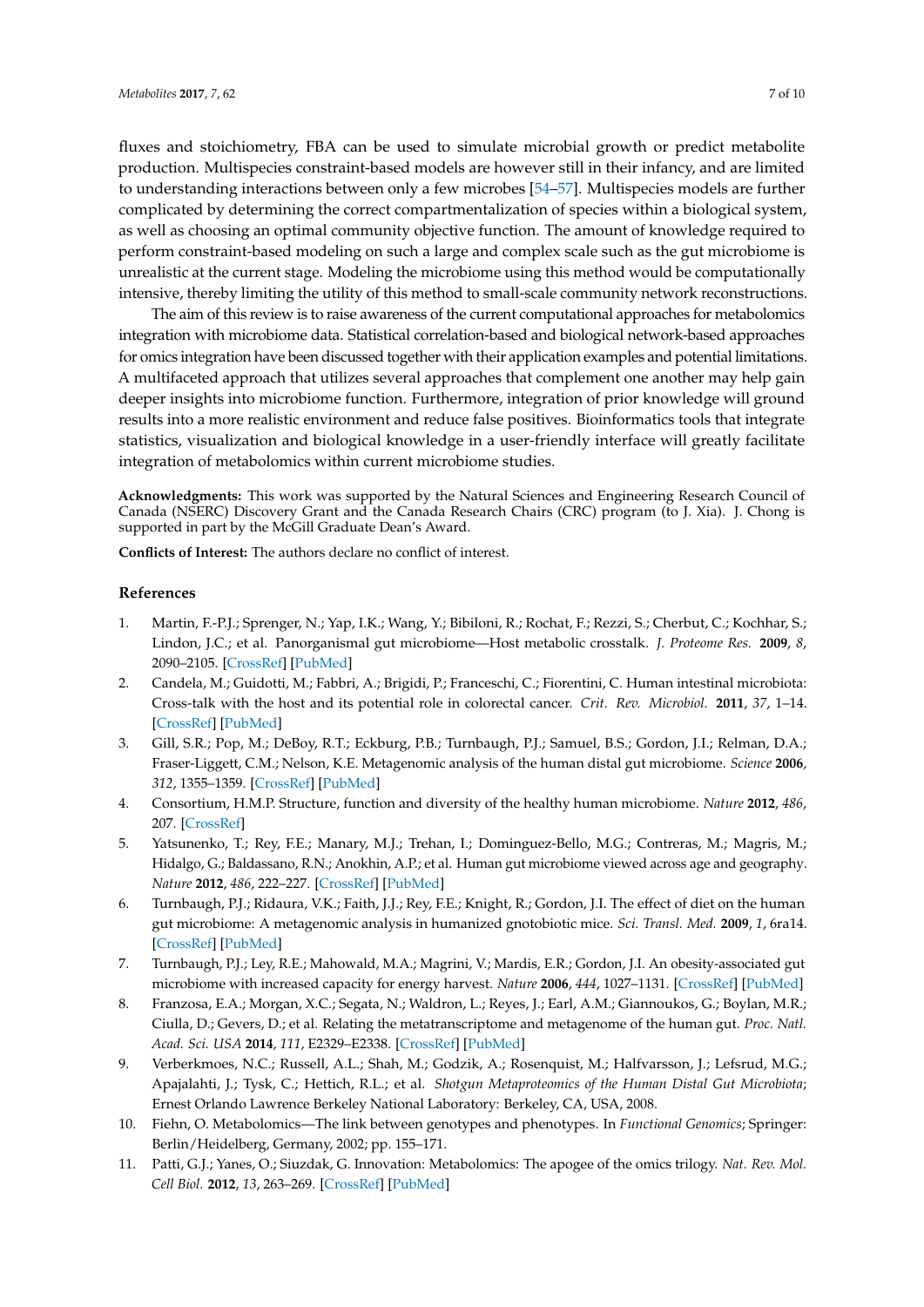fluxes and stoichiometry, FBA can be used to simulate microbial growth or predict metabolite production. Multispecies constraint-based models are however still in their infancy, and are limited to understanding interactions between only a few microbes [54–57]. Multispecies models are further complicated by determining the correct compartmentalization of species within a biological system, as well as choosing an optimal community objective function. The amount of knowledge required to perform constraint-based modeling on such a large and complex scale such as the gut microbiome is unrealistic at the current stage. Modeling the microbiome using this method would be computationally intensive, thereby limiting the utility of this method to small-scale community network reconstructions.

The aim of this review is to raise awareness of the current computational approaches for metabolomics integration with microbiome data. Statistical correlation-based and biological network-based approaches for omics integration have been discussed together with their application examples and potential limitations. A multifaceted approach that utilizes several approaches that complement one another may help gain deeper insights into microbiome function. Furthermore, integration of prior knowledge will ground results into a more realistic environment and reduce false positives. Bioinformatics tools that integrate statistics, visualization and biological knowledge in a user-friendly interface will greatly facilitate integration of metabolomics within current microbiome studies.

**Acknowledgments:** This work was supported by the Natural Sciences and Engineering Research Council of Canada (NSERC) Discovery Grant and the Canada Research Chairs (CRC) program (to J. Xia). J. Chong is supported in part by the McGill Graduate Dean's Award.

**Conflicts of Interest:** The authors declare no conflict of interest.

## References

1. Martin, F.-P.J.; Sprenger, N.; Yap, I.K.; Wang, Y.; Bibiloni, R.; Rochat, F.; Rezzi, S.; Cherbut, C.; Kochhar, S.; Lindon, J.C.; et al. Panorganismal gut microbiome—Host metabolic crosstalk. *J. Proteome Res.* **2009**, *8*, 2090–2105. [CrossRef] [PubMed]
2. Candela, M.; Guidotti, M.; Fabbri, A.; Brigidi, P.; Franceschi, C.; Fiorentini, C. Human intestinal microbiota: Cross-talk with the host and its potential role in colorectal cancer. *Crit. Rev. Microbiol.* **2011**, *37*, 1–14. [CrossRef] [PubMed]
3. Gill, S.R.; Pop, M.; DeBoy, R.T.; Eckburg, P.B.; Turnbaugh, P.J.; Samuel, B.S.; Gordon, J.I.; Relman, D.A.; Fraser-Liggett, C.M.; Nelson, K.E. Metagenomic analysis of the human distal gut microbiome. *Science* **2006**, *312*, 1355–1359. [CrossRef] [PubMed]
4. Consortium, H.M.P. Structure, function and diversity of the healthy human microbiome. *Nature* **2012**, *486*, 207. [CrossRef]
5. Yatsunenko, T.; Rey, F.E.; Manary, M.J.; Trehan, I.; Dominguez-Bello, M.G.; Contreras, M.; Magris, M.; Hidalgo, G.; Baldassano, R.N.; Anokhin, A.P.; et al. Human gut microbiome viewed across age and geography. *Nature* **2012**, *486*, 222–227. [CrossRef] [PubMed]
6. Turnbaugh, P.J.; Ridaura, V.K.; Faith, J.J.; Rey, F.E.; Knight, R.; Gordon, J.I. The effect of diet on the human gut microbiome: A metagenomic analysis in humanized gnotobiotic mice. *Sci. Transl. Med.* **2009**, *1*, 6ra14. [CrossRef] [PubMed]
7. Turnbaugh, P.J.; Ley, R.E.; Mahowald, M.A.; Magrini, V.; Mardis, E.R.; Gordon, J.I. An obesity-associated gut microbiome with increased capacity for energy harvest. *Nature* **2006**, *444*, 1027–1131. [CrossRef] [PubMed]
8. Franzosa, E.A.; Morgan, X.C.; Segata, N.; Waldron, L.; Reyes, J.; Earl, A.M.; Giannoukos, G.; Boylan, M.R.; Ciulla, D.; Gevers, D.; et al. Relating the metatranscriptome and metagenome of the human gut. *Proc. Natl. Acad. Sci. USA* **2014**, *111*, E2329–E2338. [CrossRef] [PubMed]
9. Verberkmoes, N.C.; Russell, A.L.; Shah, M.; Godzik, A.; Rosenquist, M.; Halfvarsson, J.; Lefsrud, M.G.; Apajalahti, J.; Tysk, C.; Hettich, R.L.; et al. *Shotgun Metaproteomics of the Human Distal Gut Microbiota*; Ernest Orlando Lawrence Berkeley National Laboratory: Berkeley, CA, USA, 2008.
10. Fiehn, O. Metabolomics—The link between genotypes and phenotypes. In *Functional Genomics*; Springer: Berlin/Heidelberg, Germany, 2002; pp. 155–171.
11. Patti, G.J.; Yanes, O.; Siuzdak, G. Innovation: Metabolomics: The apogee of the omics trilogy. *Nat. Rev. Mol. Cell Biol.* **2012**, *13*, 263–269. [CrossRef] [PubMed]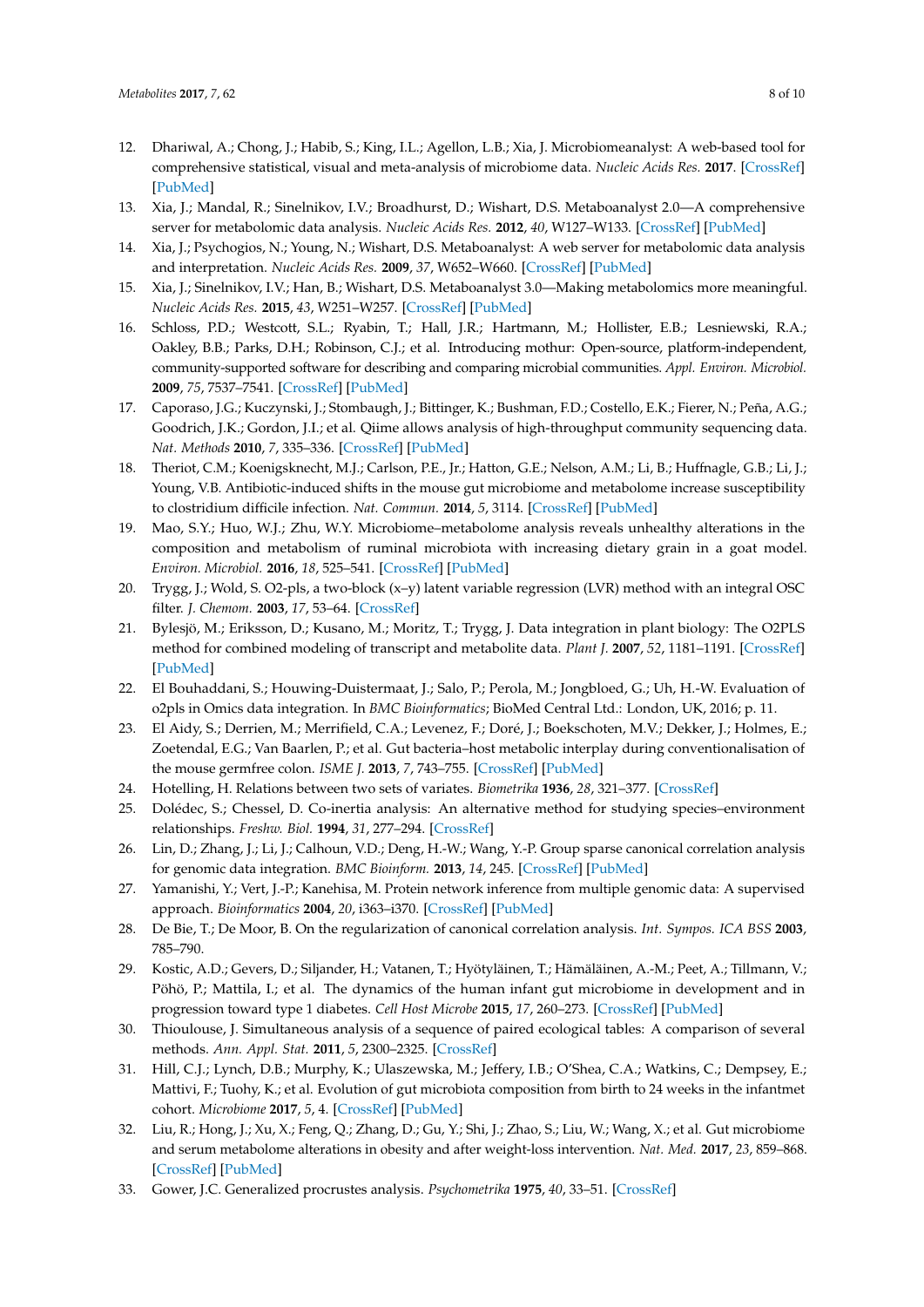12. Dhariwal, A.; Chong, J.; Habib, S.; King, I.L.; Agellon, L.B.; Xia, J. Microbiomeanalyst: A web-based tool for comprehensive statistical, visual and meta-analysis of microbiome data. *Nucleic Acids Res.* **2017**. [CrossRef] [PubMed]
13. Xia, J.; Mandal, R.; Sinelnikov, I.V.; Broadhurst, D.; Wishart, D.S. Metaboanalyst 2.0—A comprehensive server for metabolomic data analysis. *Nucleic Acids Res.* **2012**, *40*, W127–W133. [CrossRef] [PubMed]
14. Xia, J.; Psychogios, N.; Young, N.; Wishart, D.S. Metaboanalyst: A web server for metabolomic data analysis and interpretation. *Nucleic Acids Res.* **2009**, *37*, W652–W660. [CrossRef] [PubMed]
15. Xia, J.; Sinelnikov, I.V.; Han, B.; Wishart, D.S. Metaboanalyst 3.0—Making metabolomics more meaningful. *Nucleic Acids Res.* **2015**, *43*, W251–W257. [CrossRef] [PubMed]
16. Schloss, P.D.; Westcott, S.L.; Ryabin, T.; Hall, J.R.; Hartmann, M.; Hollister, E.B.; Lesniewski, R.A.; Oakley, B.B.; Parks, D.H.; Robinson, C.J.; et al. Introducing mothur: Open-source, platform-independent, community-supported software for describing and comparing microbial communities. *Appl. Environ. Microbiol.* **2009**, *75*, 7537–7541. [CrossRef] [PubMed]
17. Caporaso, J.G.; Kuczynski, J.; Stombaugh, J.; Bittinger, K.; Bushman, F.D.; Costello, E.K.; Fierer, N.; Peña, A.G.; Goodrich, J.K.; Gordon, J.I.; et al. Qiime allows analysis of high-throughput community sequencing data. *Nat. Methods* **2010**, *7*, 335–336. [CrossRef] [PubMed]
18. Theriot, C.M.; Koenigsknecht, M.J.; Carlson, P.E., Jr.; Hatton, G.E.; Nelson, A.M.; Li, B.; Huffnagle, G.B.; Li, J.; Young, V.B. Antibiotic-induced shifts in the mouse gut microbiome and metabolome increase susceptibility to clostridium difficile infection. *Nat. Commun.* **2014**, *5*, 3114. [CrossRef] [PubMed]
19. Mao, S.Y.; Huo, W.J.; Zhu, W.Y. Microbiome–metabolome analysis reveals unhealthy alterations in the composition and metabolism of ruminal microbiota with increasing dietary grain in a goat model. *Environ. Microbiol.* **2016**, *18*, 525–541. [CrossRef] [PubMed]
20. Trygg, J.; Wold, S. O2-pls, a two-block (x–y) latent variable regression (LVR) method with an integral OSC filter. *J. Chemom.* **2003**, *17*, 53–64. [CrossRef]
21. Bylesjö, M.; Eriksson, D.; Kusano, M.; Moritz, T.; Trygg, J. Data integration in plant biology: The O2PLS method for combined modeling of transcript and metabolite data. *Plant J.* **2007**, *52*, 1181–1191. [CrossRef] [PubMed]
22. El Bouhaddani, S.; Houwing-Duistermaat, J.; Salo, P.; Perola, M.; Jongbloed, G.; Uh, H.-W. Evaluation of o2pls in Omics data integration. In *BMC Bioinformatics*; BioMed Central Ltd.: London, UK, 2016; p. 11.
23. El Aidy, S.; Derrien, M.; Merrifield, C.A.; Levenez, F.; Doré, J.; Boekschoten, M.V.; Dekker, J.; Holmes, E.; Zoetendal, E.G.; Van Baarlen, P.; et al. Gut bacteria–host metabolic interplay during conventionalisation of the mouse germfree colon. *ISME J.* **2013**, *7*, 743–755. [CrossRef] [PubMed]
24. Hotelling, H. Relations between two sets of variates. *Biometrika* **1936**, *28*, 321–377. [CrossRef]
25. Dolédec, S.; Chessel, D. Co-inertia analysis: An alternative method for studying species–environment relationships. *Freshw. Biol.* **1994**, *31*, 277–294. [CrossRef]
26. Lin, D.; Zhang, J.; Li, J.; Calhoun, V.D.; Deng, H.-W.; Wang, Y.-P. Group sparse canonical correlation analysis for genomic data integration. *BMC Bioinform.* **2013**, *14*, 245. [CrossRef] [PubMed]
27. Yamanishi, Y.; Vert, J.-P.; Kanehisa, M. Protein network inference from multiple genomic data: A supervised approach. *Bioinformatics* **2004**, *20*, i363–i370. [CrossRef] [PubMed]
28. De Bie, T.; De Moor, B. On the regularization of canonical correlation analysis. *Int. Sympos. ICA BSS* **2003**, 785–790.
29. Kostic, A.D.; Gevers, D.; Siljander, H.; Vatanen, T.; Hyötyläinen, T.; Hämäläinen, A.-M.; Peet, A.; Tillmann, V.; Pöhö, P.; Mattila, I.; et al. The dynamics of the human infant gut microbiome in development and in progression toward type 1 diabetes. *Cell Host Microbe* **2015**, *17*, 260–273. [CrossRef] [PubMed]
30. Thioulouse, J. Simultaneous analysis of a sequence of paired ecological tables: A comparison of several methods. *Ann. Appl. Stat.* **2011**, *5*, 2300–2325. [CrossRef]
31. Hill, C.J.; Lynch, D.B.; Murphy, K.; Ulaszewska, M.; Jeffery, I.B.; O'Shea, C.A.; Watkins, C.; Dempsey, E.; Mattivi, F.; Tuohy, K.; et al. Evolution of gut microbiota composition from birth to 24 weeks in the infantmet cohort. *Microbiome* **2017**, *5*, 4. [CrossRef] [PubMed]
32. Liu, R.; Hong, J.; Xu, X.; Feng, Q.; Zhang, D.; Gu, Y.; Shi, J.; Zhao, S.; Liu, W.; Wang, X.; et al. Gut microbiome and serum metabolome alterations in obesity and after weight-loss intervention. *Nat. Med.* **2017**, *23*, 859–868. [CrossRef] [PubMed]
33. Gower, J.C. Generalized procrustes analysis. *Psychometrika* **1975**, *40*, 33–51. [CrossRef]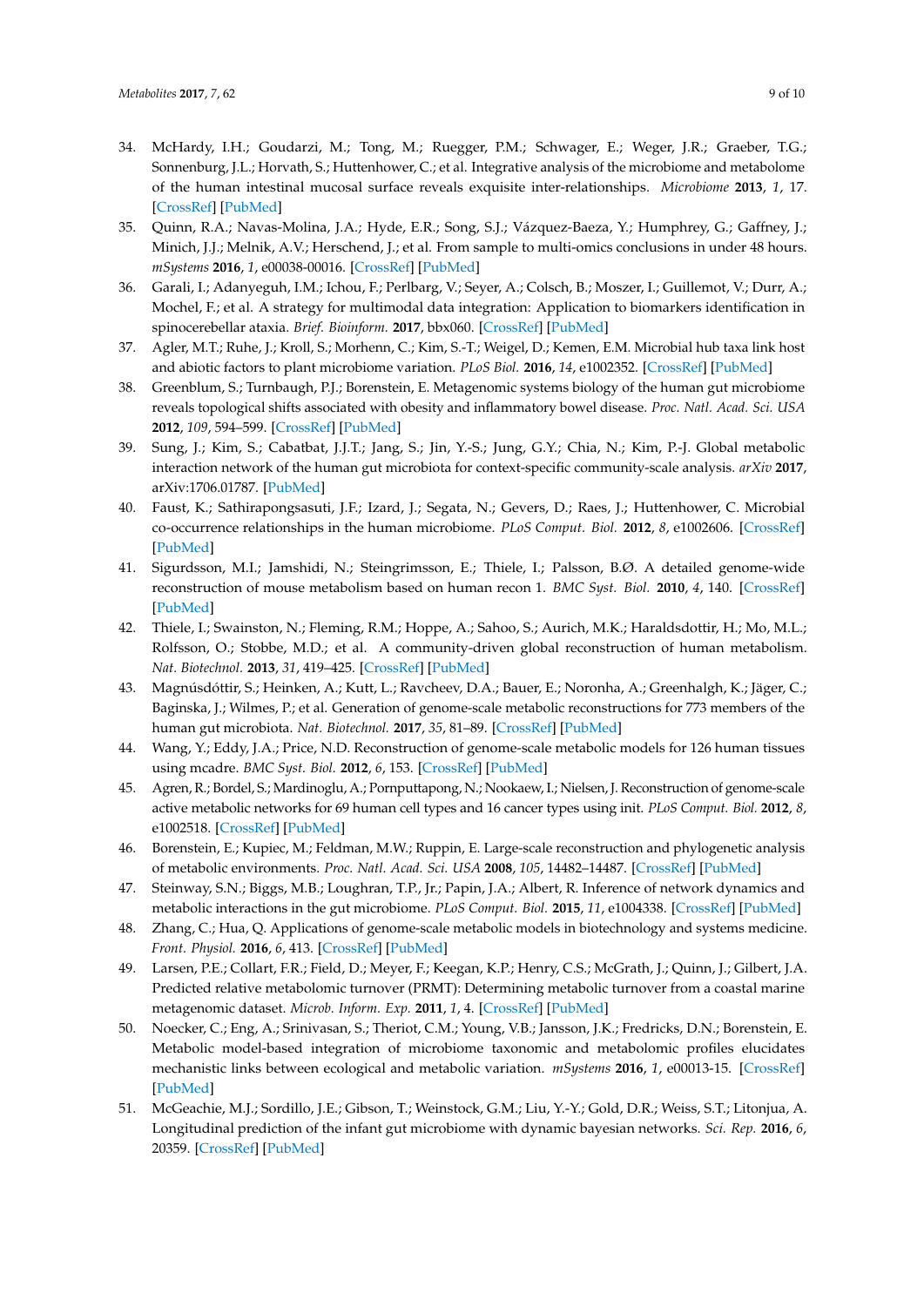34. McHardy, I.H.; Goudarzi, M.; Tong, M.; Ruegger, P.M.; Schwager, E.; Weger, J.R.; Graeber, T.G.; Sonnenburg, J.L.; Horvath, S.; Huttenhower, C.; et al. Integrative analysis of the microbiome and metabolome of the human intestinal mucosal surface reveals exquisite inter-relationships. *Microbiome* **2013**, *1*, 17. [CrossRef] [PubMed]
35. Quinn, R.A.; Navas-Molina, J.A.; Hyde, E.R.; Song, S.J.; Vázquez-Baeza, Y.; Humphrey, G.; Gaffney, J.; Minich, J.J.; Melnik, A.V.; Herschend, J.; et al. From sample to multi-omics conclusions in under 48 hours. *mSystems* **2016**, *1*, e00038-00016. [CrossRef] [PubMed]
36. Garali, I.; Adanyeguh, I.M.; Ichou, F.; Perlbarg, V.; Seyer, A.; Colsch, B.; Moszer, I.; Guillemot, V.; Durr, A.; Mochel, F.; et al. A strategy for multimodal data integration: Application to biomarkers identification in spinocerebellar ataxia. *Brief. Bioinform.* **2017**, bbx060. [CrossRef] [PubMed]
37. Agler, M.T.; Ruhe, J.; Kroll, S.; Morhenn, C.; Kim, S.-T.; Weigel, D.; Kemen, E.M. Microbial hub taxa link host and abiotic factors to plant microbiome variation. *PLoS Biol.* **2016**, *14*, e1002352. [CrossRef] [PubMed]
38. Greenblum, S.; Turnbaugh, P.J.; Borenstein, E. Metagenomic systems biology of the human gut microbiome reveals topological shifts associated with obesity and inflammatory bowel disease. *Proc. Natl. Acad. Sci. USA* **2012**, *109*, 594–599. [CrossRef] [PubMed]
39. Sung, J.; Kim, S.; Cabatbat, J.J.T.; Jang, S.; Jin, Y.-S.; Jung, G.Y.; Chia, N.; Kim, P.-J. Global metabolic interaction network of the human gut microbiota for context-specific community-scale analysis. *arXiv* **2017**, arXiv:1706.01787. [PubMed]
40. Faust, K.; Sathirapongsasuti, J.F.; Izard, J.; Segata, N.; Gevers, D.; Raes, J.; Huttenhower, C. Microbial co-occurrence relationships in the human microbiome. *PLoS Comput. Biol.* **2012**, *8*, e1002606. [CrossRef] [PubMed]
41. Sigurdsson, M.I.; Jamshidi, N.; Steingrimsson, E.; Thiele, I.; Palsson, B.Ø. A detailed genome-wide reconstruction of mouse metabolism based on human recon 1. *BMC Syst. Biol.* **2010**, *4*, 140. [CrossRef] [PubMed]
42. Thiele, I.; Swainston, N.; Fleming, R.M.; Hoppe, A.; Sahoo, S.; Aurich, M.K.; Haraldsdottir, H.; Mo, M.L.; Rolfsson, O.; Stobbe, M.D.; et al. A community-driven global reconstruction of human metabolism. *Nat. Biotechnol.* **2013**, *31*, 419–425. [CrossRef] [PubMed]
43. Magnúsdóttir, S.; Heinken, A.; Kutt, L.; Ravcheev, D.A.; Bauer, E.; Noronha, A.; Greenhalgh, K.; Jäger, C.; Baginska, J.; Wilmes, P.; et al. Generation of genome-scale metabolic reconstructions for 773 members of the human gut microbiota. *Nat. Biotechnol.* **2017**, *35*, 81–89. [CrossRef] [PubMed]
44. Wang, Y.; Eddy, J.A.; Price, N.D. Reconstruction of genome-scale metabolic models for 126 human tissues using mcadre. *BMC Syst. Biol.* **2012**, *6*, 153. [CrossRef] [PubMed]
45. Agren, R.; Bordel, S.; Mardinoglu, A.; Pornputtapong, N.; Nookaew, I.; Nielsen, J. Reconstruction of genome-scale active metabolic networks for 69 human cell types and 16 cancer types using init. *PLoS Comput. Biol.* **2012**, *8*, e1002518. [CrossRef] [PubMed]
46. Borenstein, E.; Kupiec, M.; Feldman, M.W.; Ruppin, E. Large-scale reconstruction and phylogenetic analysis of metabolic environments. *Proc. Natl. Acad. Sci. USA* **2008**, *105*, 14482–14487. [CrossRef] [PubMed]
47. Steinway, S.N.; Biggs, M.B.; Loughran, T.P., Jr.; Papin, J.A.; Albert, R. Inference of network dynamics and metabolic interactions in the gut microbiome. *PLoS Comput. Biol.* **2015**, *11*, e1004338. [CrossRef] [PubMed]
48. Zhang, C.; Hua, Q. Applications of genome-scale metabolic models in biotechnology and systems medicine. *Front. Physiol.* **2016**, *6*, 413. [CrossRef] [PubMed]
49. Larsen, P.E.; Collart, F.R.; Field, D.; Meyer, F.; Keegan, K.P.; Henry, C.S.; McGrath, J.; Quinn, J.; Gilbert, J.A. Predicted relative metabolomic turnover (PRMT): Determining metabolic turnover from a coastal marine metagenomic dataset. *Microb. Inform. Exp.* **2011**, *1*, 4. [CrossRef] [PubMed]
50. Noecker, C.; Eng, A.; Srinivasan, S.; Theriot, C.M.; Young, V.B.; Jansson, J.K.; Fredricks, D.N.; Borenstein, E. Metabolic model-based integration of microbiome taxonomic and metabolomic profiles elucidates mechanistic links between ecological and metabolic variation. *mSystems* **2016**, *1*, e00013-15. [CrossRef] [PubMed]
51. McGeachie, M.J.; Sordillo, J.E.; Gibson, T.; Weinstock, G.M.; Liu, Y.-Y.; Gold, D.R.; Weiss, S.T.; Litonjua, A. Longitudinal prediction of the infant gut microbiome with dynamic bayesian networks. *Sci. Rep.* **2016**, *6*, 20359. [CrossRef] [PubMed]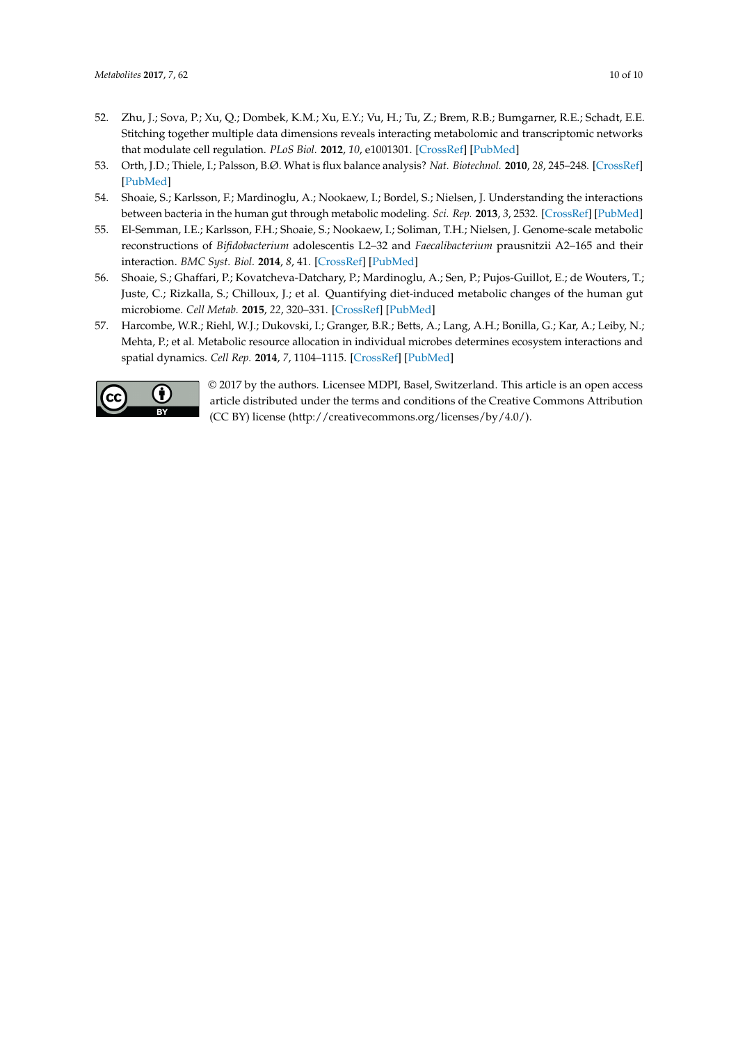52. Zhu, J.; Sova, P.; Xu, Q.; Dombek, K.M.; Xu, E.Y.; Vu, H.; Tu, Z.; Brem, R.B.; Bumgarner, R.E.; Schadt, E.E. Stitching together multiple data dimensions reveals interacting metabolomic and transcriptomic networks that modulate cell regulation. *PLoS Biol.* **2012**, *10*, e1001301. [CrossRef] [PubMed]
53. Orth, J.D.; Thiele, I.; Palsson, B.Ø. What is flux balance analysis? *Nat. Biotechnol.* **2010**, *28*, 245–248. [CrossRef] [PubMed]
54. Shoaie, S.; Karlsson, F.; Mardinoglu, A.; Nookaew, I.; Bordel, S.; Nielsen, J. Understanding the interactions between bacteria in the human gut through metabolic modeling. *Sci. Rep.* **2013**, *3*, 2532. [CrossRef] [PubMed]
55. El-Semman, I.E.; Karlsson, F.H.; Shoaie, S.; Nookaew, I.; Soliman, T.H.; Nielsen, J. Genome-scale metabolic reconstructions of *Bifidobacterium* adolescentis L2–32 and *Faecalibacterium* prausnitzii A2–165 and their interaction. *BMC Syst. Biol.* **2014**, *8*, 41. [CrossRef] [PubMed]
56. Shoaie, S.; Ghaffari, P.; Kovatcheva-Datchary, P.; Mardinoglu, A.; Sen, P.; Pujos-Guillot, E.; de Wouters, T.; Juste, C.; Rizkalla, S.; Chilloux, J.; et al. Quantifying diet-induced metabolic changes of the human gut microbiome. *Cell Metab.* **2015**, *22*, 320–331. [CrossRef] [PubMed]
57. Harcombe, W.R.; Riehl, W.J.; Dukovski, I.; Granger, B.R.; Betts, A.; Lang, A.H.; Bonilla, G.; Kar, A.; Leiby, N.; Mehta, P.; et al. Metabolic resource allocation in individual microbes determines ecosystem interactions and spatial dynamics. *Cell Rep.* **2014**, *7*, 1104–1115. [CrossRef] [PubMed]

© 2017 by the authors. Licensee MDPI, Basel, Switzerland. This article is an open access article distributed under the terms and conditions of the Creative Commons Attribution (CC BY) license (http://creativecommons.org/licenses/by/4.0/).